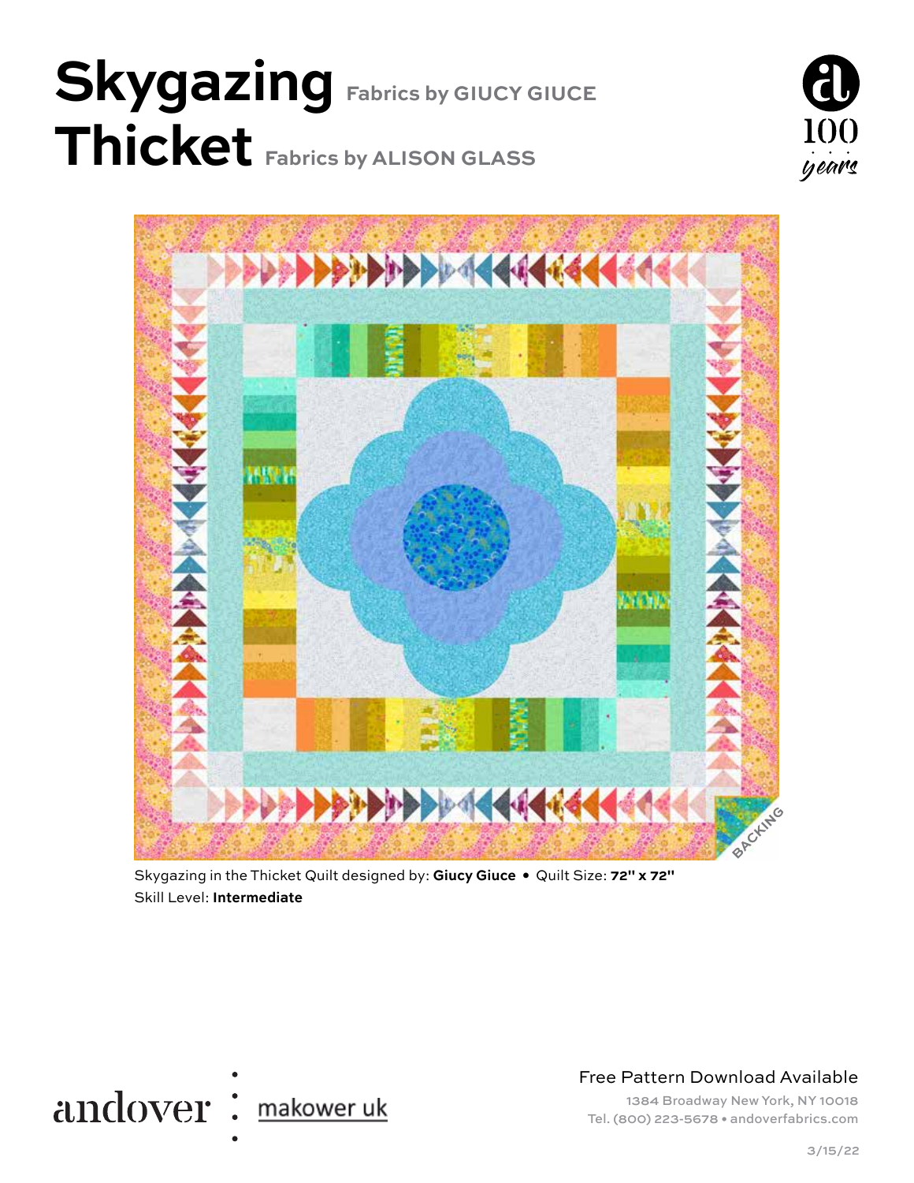# Skygazing Fabrics by GIUCY GIUCE

# Thicket Fabrics by ALISON GLASS

BACKING

Skygazing in the Thicket Quilt designed by: **Giucy Giuce** • Quilt Size: **72" x 72"**
Skill Level: **Intermediate**

andover makower uk

Free Pattern Download Available

1384 Broadway New York, NY 10018
Tel. (800) 223-5678 • andoverfabrics.com

3/15/22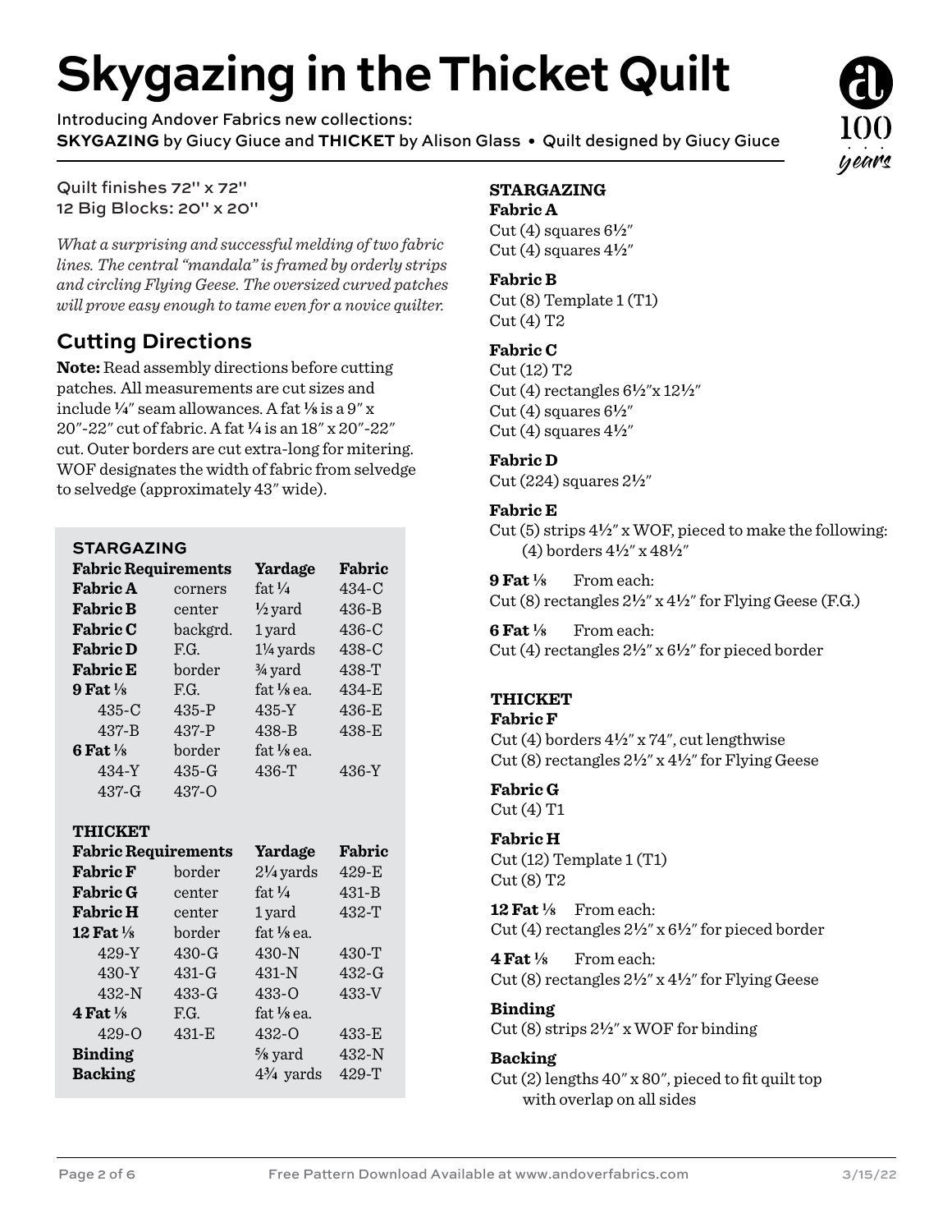# Skygazing in the Thicket Quilt

Introducing Andover Fabrics new collections:
**SKYGAZING** by Giucy Giuce and **THICKET** by Alison Glass • Quilt designed by Giucy Giuce

Quilt finishes 72" x 72"
12 Big Blocks: 20" x 20"

*What a surprising and successful melding of two fabric lines. The central "mandala" is framed by orderly strips and circling Flying Geese. The oversized curved patches will prove easy enough to tame even for a novice quilter.*

## Cutting Directions

**Note:** Read assembly directions before cutting patches. All measurements are cut sizes and include ¼" seam allowances. A fat ⅛ is a 9" x 20"-22" cut of fabric. A fat ¼ is an 18" x 20"-22" cut. Outer borders are cut extra-long for mitering. WOF designates the width of fabric from selvedge to selvedge (approximately 43" wide).

### STARGAZING

| Fabric Requirements | | Yardage | Fabric |
|---|---|---|---|
| **Fabric A** | corners | fat ¼ | 434-C |
| **Fabric B** | center | ½ yard | 436-B |
| **Fabric C** | backgrd. | 1 yard | 436-C |
| **Fabric D** | F.G. | 1¼ yards | 438-C |
| **Fabric E** | border | ¾ yard | 438-T |
| **9 Fat ⅛** | F.G. | fat ⅛ ea. | 434-E |
| 435-C | 435-P | 435-Y | 436-E |
| 437-B | 437-P | 438-B | 438-E |
| **6 Fat ⅛** | border | fat ⅛ ea. | |
| 434-Y | 435-G | 436-T | 436-Y |
| 437-G | 437-O | | |

### THICKET

| Fabric Requirements | | Yardage | Fabric |
|---|---|---|---|
| **Fabric F** | border | 2¼ yards | 429-E |
| **Fabric G** | center | fat ¼ | 431-B |
| **Fabric H** | center | 1 yard | 432-T |
| **12 Fat ⅛** | border | fat ⅛ ea. | |
| 429-Y | 430-G | 430-N | 430-T |
| 430-Y | 431-G | 431-N | 432-G |
| 432-N | 433-G | 433-O | 433-V |
| **4 Fat ⅛** | F.G. | fat ⅛ ea. | |
| 429-O | 431-E | 432-O | 433-E |
| **Binding** | | ⅝ yard | 432-N |
| **Backing** | | 4¾ yards | 429-T |

### STARGAZING

**Fabric A**
Cut (4) squares 6½"
Cut (4) squares 4½"

**Fabric B**
Cut (8) Template 1 (T1)
Cut (4) T2

**Fabric C**
Cut (12) T2
Cut (4) rectangles 6½"x 12½"
Cut (4) squares 6½"
Cut (4) squares 4½"

**Fabric D**
Cut (224) squares 2½"

**Fabric E**
Cut (5) strips 4½" x WOF, pieced to make the following:
(4) borders 4½" x 48½"

**9 Fat ⅛** From each:
Cut (8) rectangles 2½" x 4½" for Flying Geese (F.G.)

**6 Fat ⅛** From each:
Cut (4) rectangles 2½" x 6½" for pieced border

### THICKET

**Fabric F**
Cut (4) borders 4½" x 74", cut lengthwise
Cut (8) rectangles 2½" x 4½" for Flying Geese

**Fabric G**
Cut (4) T1

**Fabric H**
Cut (12) Template 1 (T1)
Cut (8) T2

**12 Fat ⅛** From each:
Cut (4) rectangles 2½" x 6½" for pieced border

**4 Fat ⅛** From each:
Cut (8) rectangles 2½" x 4½" for Flying Geese

**Binding**
Cut (8) strips 2½" x WOF for binding

**Backing**
Cut (2) lengths 40" x 80", pieced to fit quilt top with overlap on all sides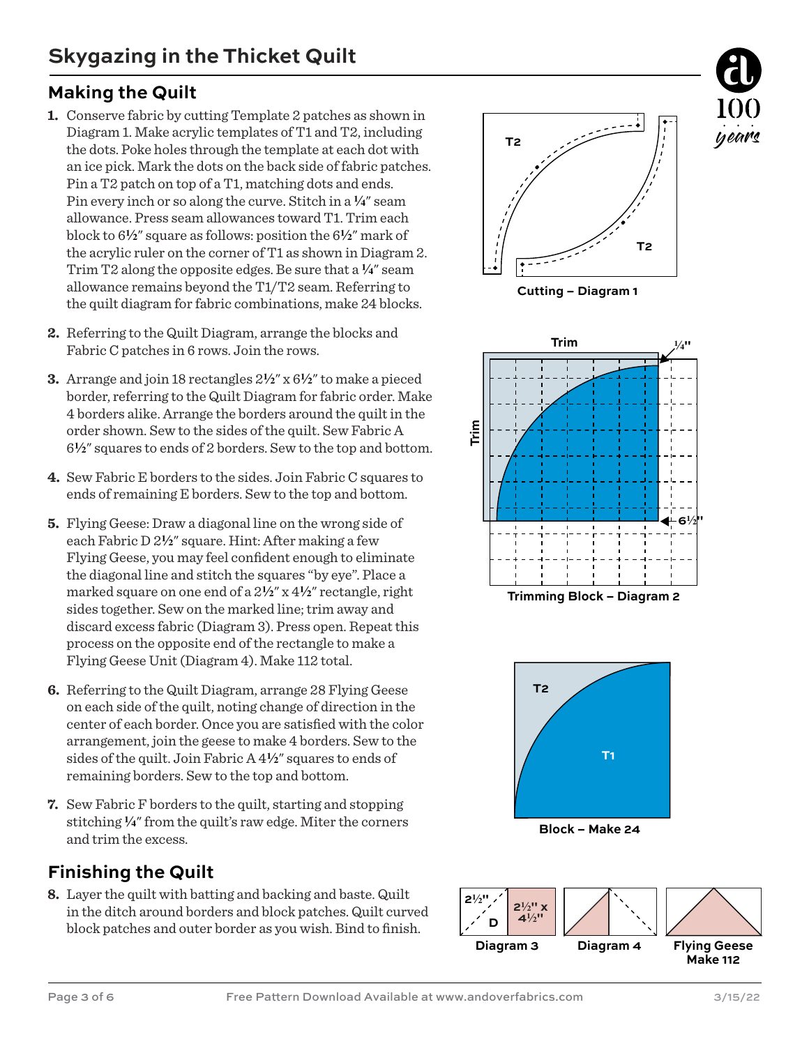# Skygazing in the Thicket Quilt

## Making the Quilt

1. Conserve fabric by cutting Template 2 patches as shown in Diagram 1. Make acrylic templates of T1 and T2, including the dots. Poke holes through the template at each dot with an ice pick. Mark the dots on the back side of fabric patches. Pin a T2 patch on top of a T1, matching dots and ends. Pin every inch or so along the curve. Stitch in a ¼" seam allowance. Press seam allowances toward T1. Trim each block to 6½" square as follows: position the 6½" mark of the acrylic ruler on the corner of T1 as shown in Diagram 2. Trim T2 along the opposite edges. Be sure that a ¼" seam allowance remains beyond the T1/T2 seam. Referring to the quilt diagram for fabric combinations, make 24 blocks.

2. Referring to the Quilt Diagram, arrange the blocks and Fabric C patches in 6 rows. Join the rows.

3. Arrange and join 18 rectangles 2½" x 6½" to make a pieced border, referring to the Quilt Diagram for fabric order. Make 4 borders alike. Arrange the borders around the quilt in the order shown. Sew to the sides of the quilt. Sew Fabric A 6½" squares to ends of 2 borders. Sew to the top and bottom.

4. Sew Fabric E borders to the sides. Join Fabric C squares to ends of remaining E borders. Sew to the top and bottom.

5. Flying Geese: Draw a diagonal line on the wrong side of each Fabric D 2½" square. Hint: After making a few Flying Geese, you may feel confident enough to eliminate the diagonal line and stitch the squares "by eye". Place a marked square on one end of a 2½" x 4½" rectangle, right sides together. Sew on the marked line; trim away and discard excess fabric (Diagram 3). Press open. Repeat this process on the opposite end of the rectangle to make a Flying Geese Unit (Diagram 4). Make 112 total.

6. Referring to the Quilt Diagram, arrange 28 Flying Geese on each side of the quilt, noting change of direction in the center of each border. Once you are satisfied with the color arrangement, join the geese to make 4 borders. Sew to the sides of the quilt. Join Fabric A 4½" squares to ends of remaining borders. Sew to the top and bottom.

7. Sew Fabric F borders to the quilt, starting and stopping stitching ¼" from the quilt's raw edge. Miter the corners and trim the excess.

## Finishing the Quilt

8. Layer the quilt with batting and backing and baste. Quilt in the ditch around borders and block patches. Quilt curved block patches and outer border as you wish. Bind to finish.

T2 T2

Cutting – Diagram 1

Trim ¼" Trim 6½"

Trimming Block – Diagram 2

T2 T1

Block – Make 24

2½" D 2½" x 4½"

Diagram 3

Diagram 4

Flying Geese Make 112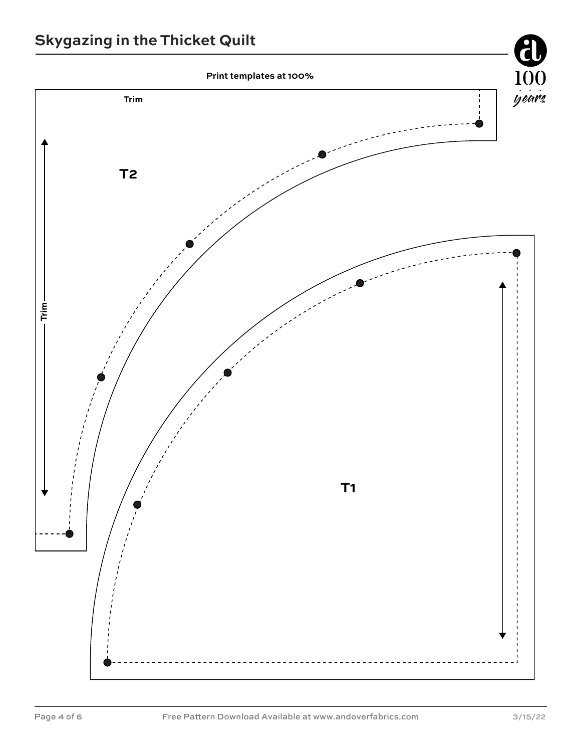Print templates at 100%

Trim

T2

Trim

T1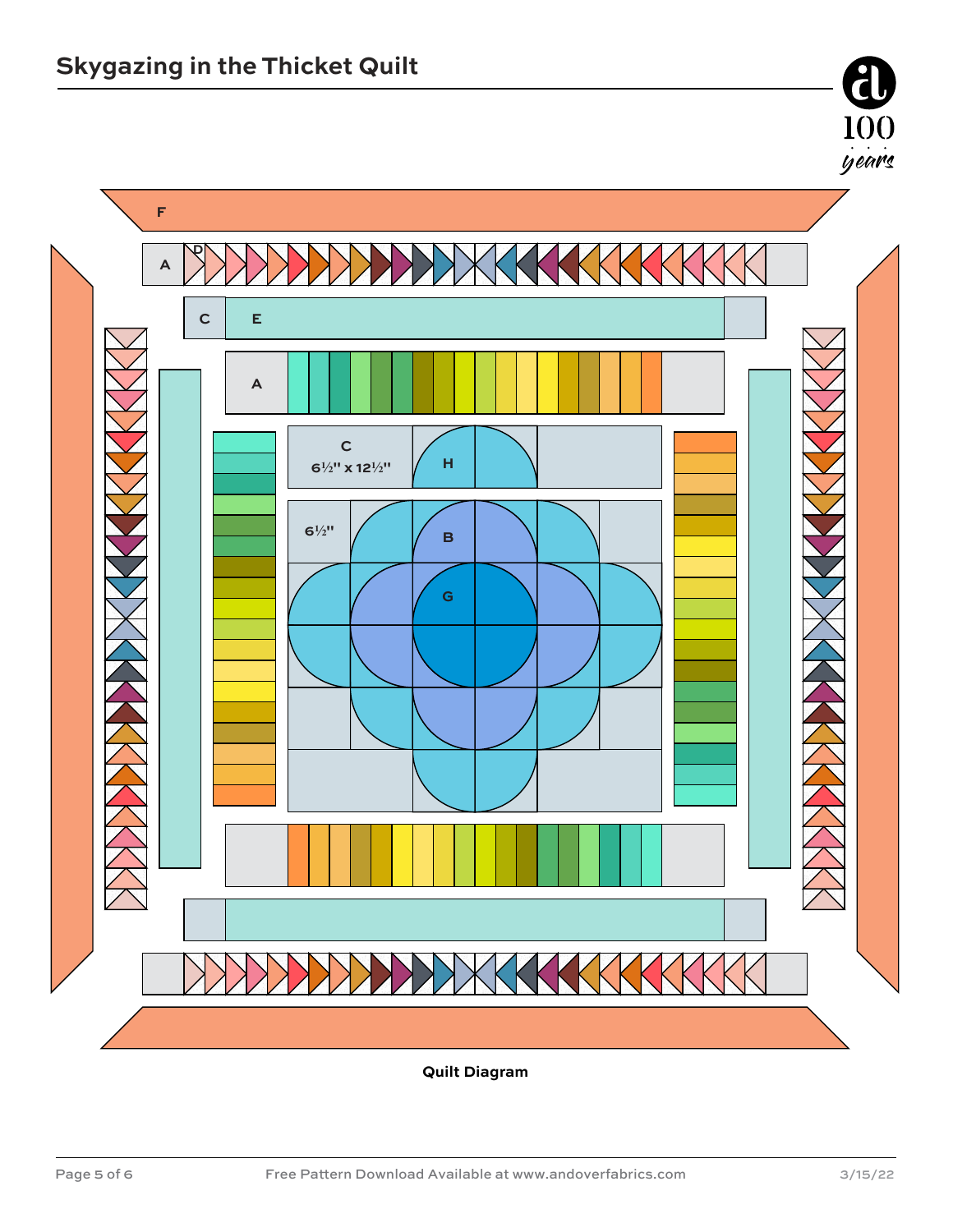F

A D

C E

A

C
6½" x 12½"

H

6½"

B

G

Quilt Diagram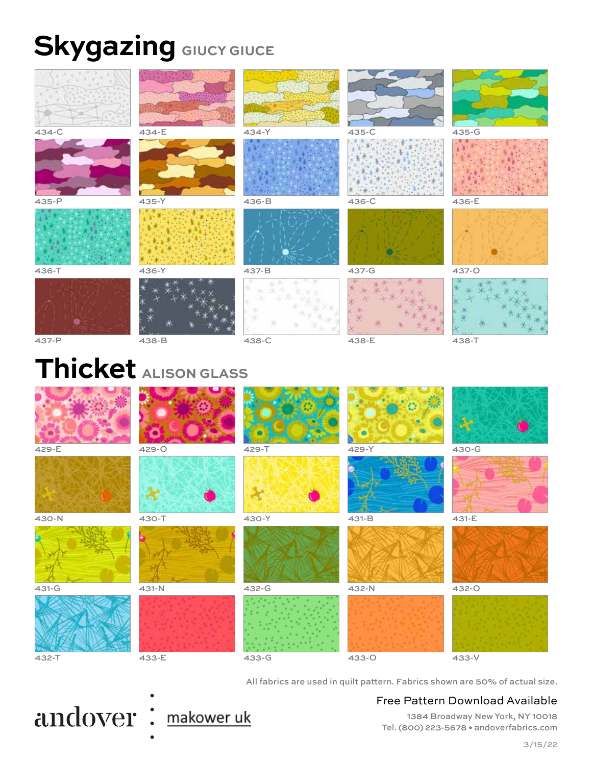# Skygazing GIUCY GIUCE

434-C
434-E
434-Y
435-C
435-G
435-P
435-Y
436-B
436-C
436-E
436-T
436-Y
437-B
437-G
437-O
437-P
438-B
438-C
438-E
438-T

# Thicket ALISON GLASS

429-E
429-O
429-T
429-Y
430-G
430-N
430-T
430-Y
431-B
431-E
431-G
431-N
432-G
432-N
432-O
432-T
433-E
433-G
433-O
433-V

All fabrics are used in quilt pattern. Fabrics shown are 50% of actual size.

andover makower uk

Free Pattern Download Available

1384 Broadway New York, NY 10018
Tel. (800) 223-5678 • andoverfabrics.com

3/15/22